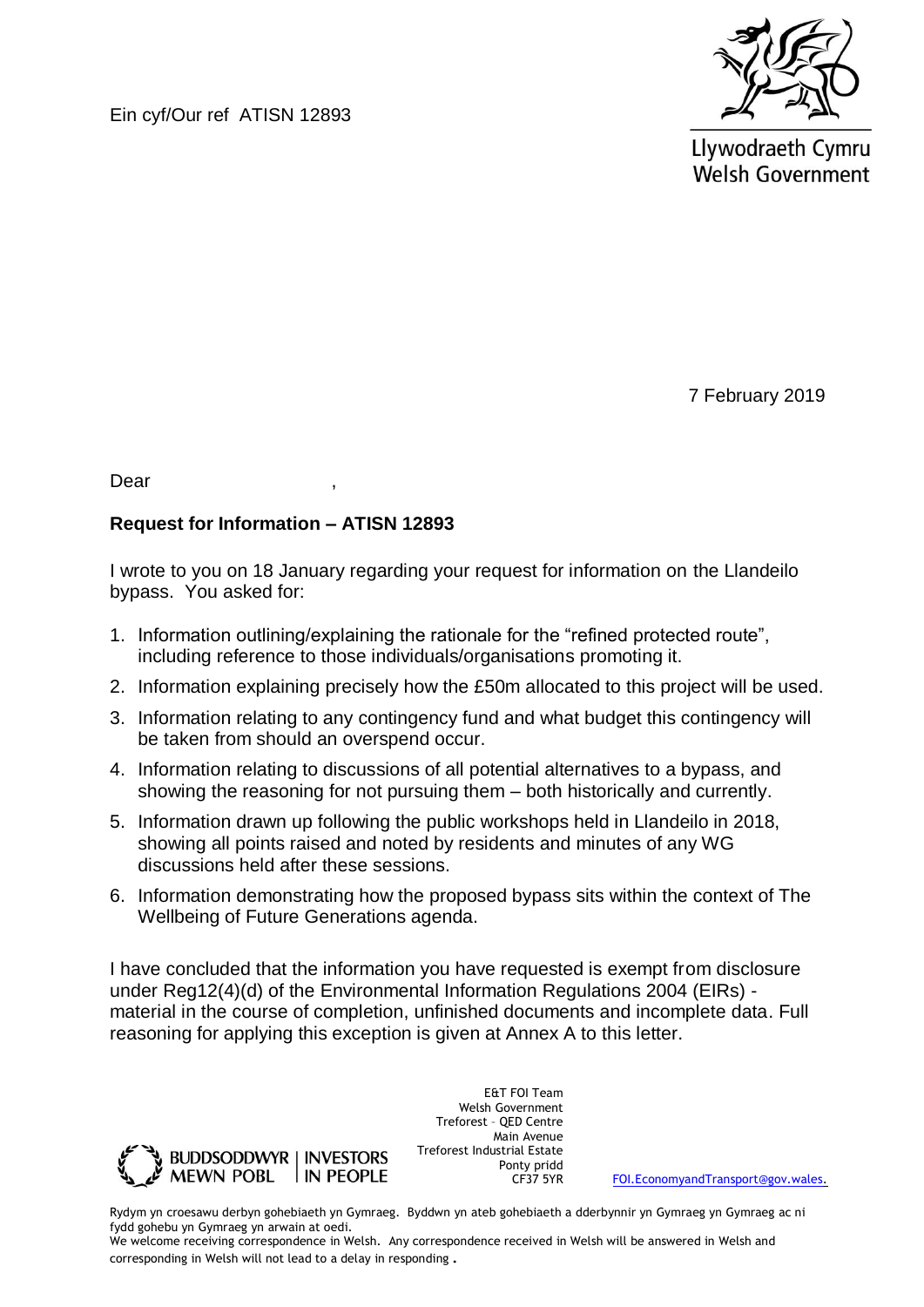Ein cyf/Our ref ATISN 12893

Llywodraeth Cymru
Welsh Government

7 February 2019

Dear ,

**Request for Information – ATISN 12893**

I wrote to you on 18 January regarding your request for information on the Llandeilo bypass. You asked for:

1. Information outlining/explaining the rationale for the "refined protected route", including reference to those individuals/organisations promoting it.
2. Information explaining precisely how the £50m allocated to this project will be used.
3. Information relating to any contingency fund and what budget this contingency will be taken from should an overspend occur.
4. Information relating to discussions of all potential alternatives to a bypass, and showing the reasoning for not pursuing them – both historically and currently.
5. Information drawn up following the public workshops held in Llandeilo in 2018, showing all points raised and noted by residents and minutes of any WG discussions held after these sessions.
6. Information demonstrating how the proposed bypass sits within the context of The Wellbeing of Future Generations agenda.

I have concluded that the information you have requested is exempt from disclosure under Reg12(4)(d) of the Environmental Information Regulations 2004 (EIRs) - material in the course of completion, unfinished documents and incomplete data. Full reasoning for applying this exception is given at Annex A to this letter.

BUDDSODDWYR MEWN POBL | INVESTORS IN PEOPLE

E&T FOI Team
Welsh Government
Treforest – QED Centre
Main Avenue
Treforest Industrial Estate
Ponty pridd
CF37 5YR

FOI.EconomyandTransport@gov.wales.

Rydym yn croesawu derbyn gohebiaeth yn Gymraeg. Byddwn yn ateb gohebiaeth a dderbynnir yn Gymraeg yn Gymraeg ac ni fydd gohebu yn Gymraeg yn arwain at oedi.
We welcome receiving correspondence in Welsh. Any correspondence received in Welsh will be answered in Welsh and corresponding in Welsh will not lead to a delay in responding.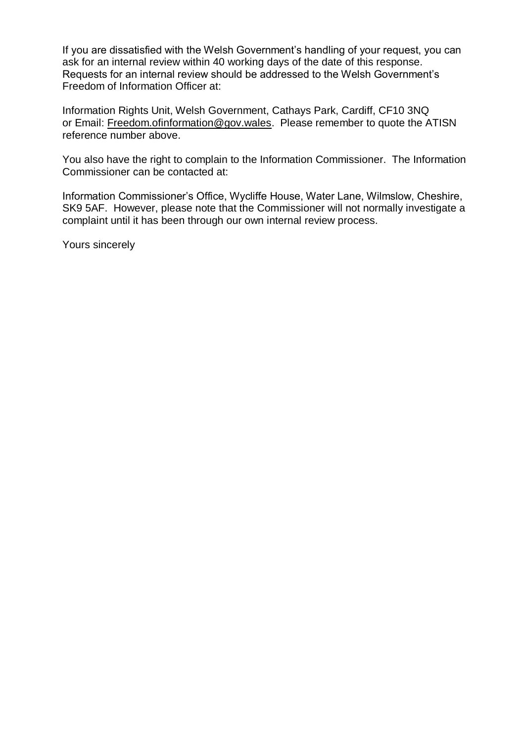If you are dissatisfied with the Welsh Government's handling of your request, you can ask for an internal review within 40 working days of the date of this response. Requests for an internal review should be addressed to the Welsh Government's Freedom of Information Officer at:

Information Rights Unit, Welsh Government, Cathays Park, Cardiff, CF10 3NQ
or Email: Freedom.ofinformation@gov.wales. Please remember to quote the ATISN reference number above.

You also have the right to complain to the Information Commissioner. The Information Commissioner can be contacted at:

Information Commissioner's Office, Wycliffe House, Water Lane, Wilmslow, Cheshire, SK9 5AF. However, please note that the Commissioner will not normally investigate a complaint until it has been through our own internal review process.

Yours sincerely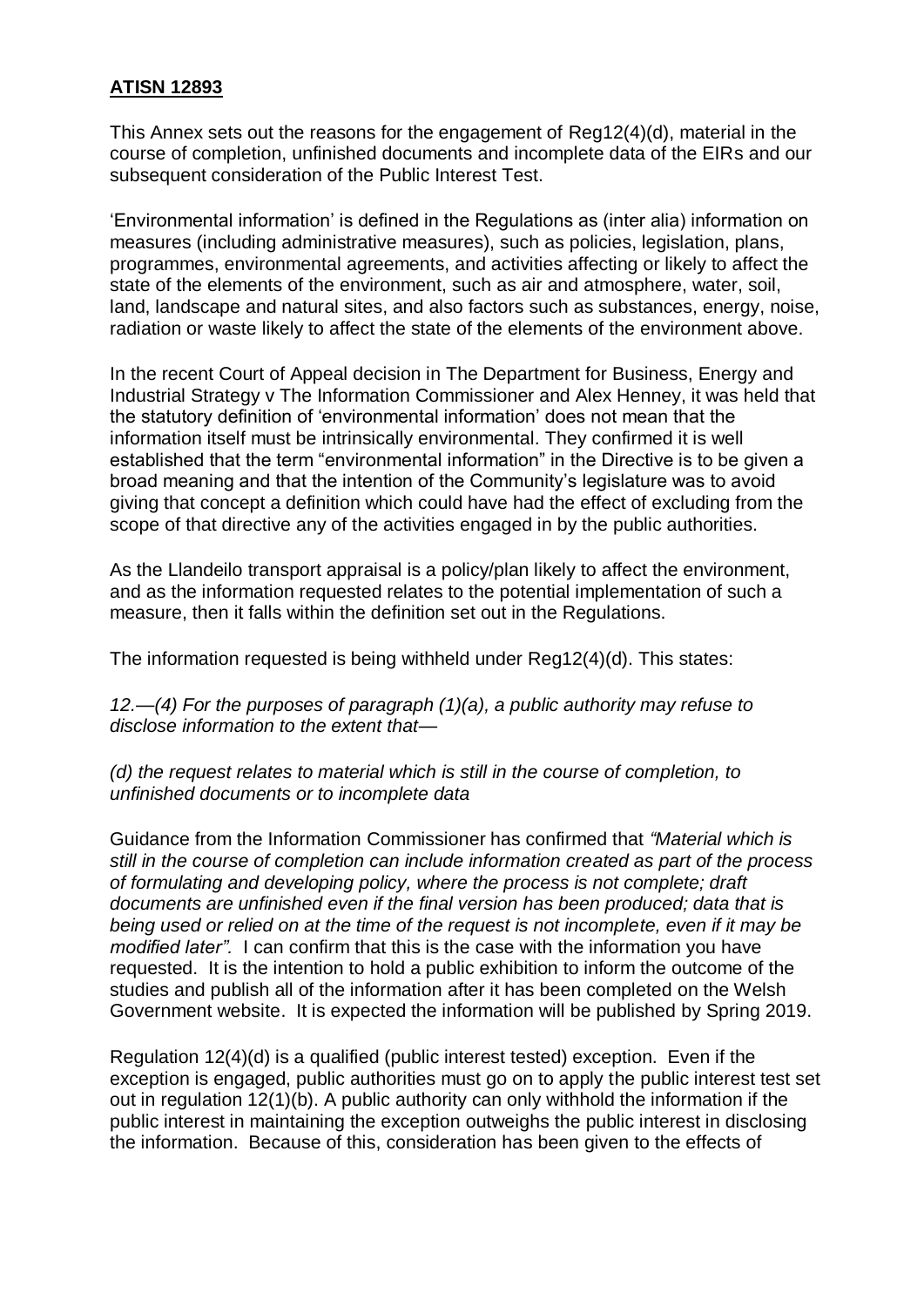**ATISN 12893**

This Annex sets out the reasons for the engagement of Reg12(4)(d), material in the course of completion, unfinished documents and incomplete data of the EIRs and our subsequent consideration of the Public Interest Test.

'Environmental information' is defined in the Regulations as (inter alia) information on measures (including administrative measures), such as policies, legislation, plans, programmes, environmental agreements, and activities affecting or likely to affect the state of the elements of the environment, such as air and atmosphere, water, soil, land, landscape and natural sites, and also factors such as substances, energy, noise, radiation or waste likely to affect the state of the elements of the environment above.

In the recent Court of Appeal decision in The Department for Business, Energy and Industrial Strategy v The Information Commissioner and Alex Henney, it was held that the statutory definition of 'environmental information' does not mean that the information itself must be intrinsically environmental. They confirmed it is well established that the term "environmental information" in the Directive is to be given a broad meaning and that the intention of the Community's legislature was to avoid giving that concept a definition which could have had the effect of excluding from the scope of that directive any of the activities engaged in by the public authorities.

As the Llandeilo transport appraisal is a policy/plan likely to affect the environment, and as the information requested relates to the potential implementation of such a measure, then it falls within the definition set out in the Regulations.

The information requested is being withheld under Reg12(4)(d). This states:

*12.—(4) For the purposes of paragraph (1)(a), a public authority may refuse to disclose information to the extent that—*

*(d) the request relates to material which is still in the course of completion, to unfinished documents or to incomplete data*

Guidance from the Information Commissioner has confirmed that *"Material which is still in the course of completion can include information created as part of the process of formulating and developing policy, where the process is not complete; draft documents are unfinished even if the final version has been produced; data that is being used or relied on at the time of the request is not incomplete, even if it may be modified later".* I can confirm that this is the case with the information you have requested. It is the intention to hold a public exhibition to inform the outcome of the studies and publish all of the information after it has been completed on the Welsh Government website. It is expected the information will be published by Spring 2019.

Regulation 12(4)(d) is a qualified (public interest tested) exception. Even if the exception is engaged, public authorities must go on to apply the public interest test set out in regulation 12(1)(b). A public authority can only withhold the information if the public interest in maintaining the exception outweighs the public interest in disclosing the information. Because of this, consideration has been given to the effects of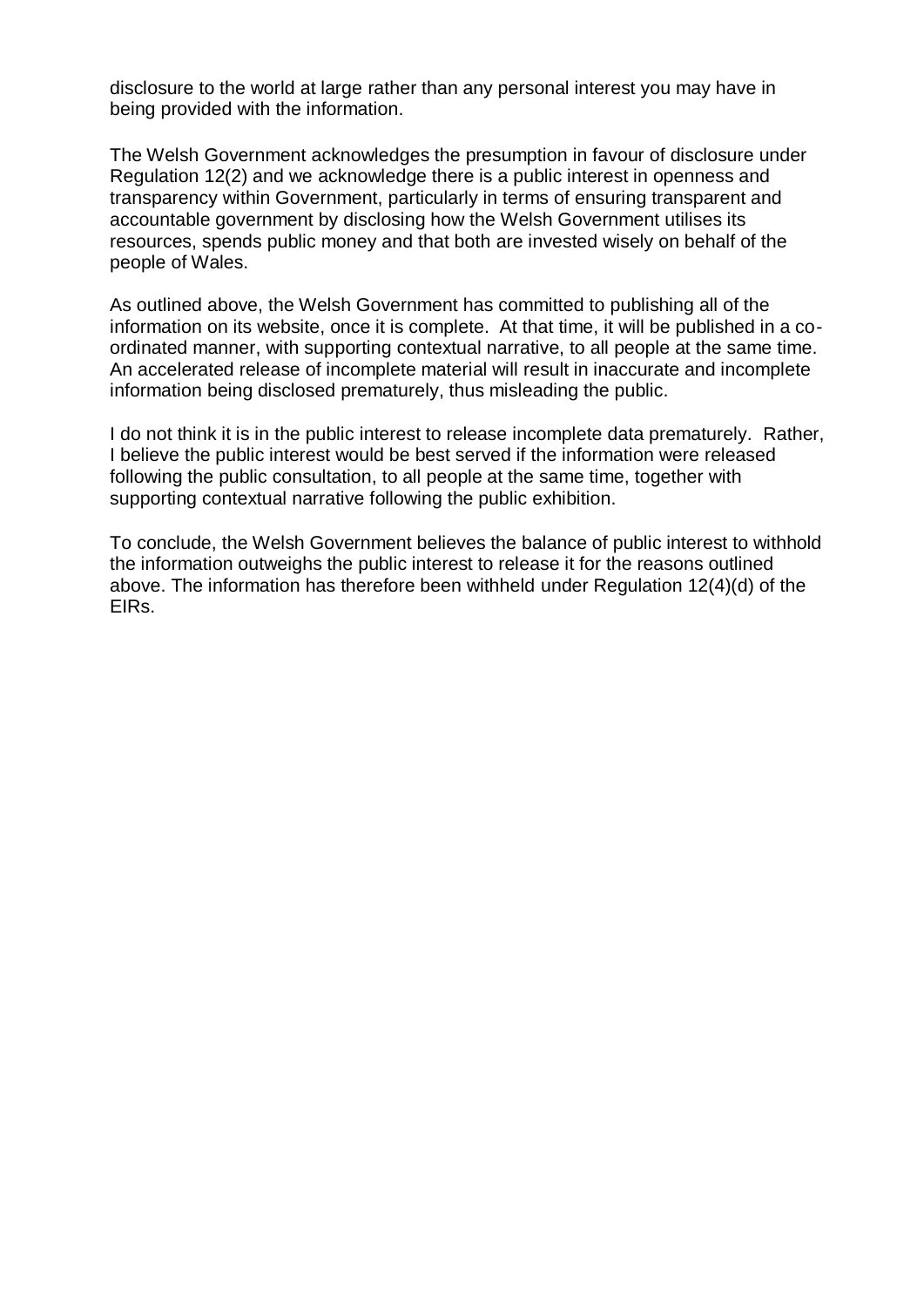disclosure to the world at large rather than any personal interest you may have in being provided with the information.

The Welsh Government acknowledges the presumption in favour of disclosure under Regulation 12(2) and we acknowledge there is a public interest in openness and transparency within Government, particularly in terms of ensuring transparent and accountable government by disclosing how the Welsh Government utilises its resources, spends public money and that both are invested wisely on behalf of the people of Wales.

As outlined above, the Welsh Government has committed to publishing all of the information on its website, once it is complete. At that time, it will be published in a co-ordinated manner, with supporting contextual narrative, to all people at the same time. An accelerated release of incomplete material will result in inaccurate and incomplete information being disclosed prematurely, thus misleading the public.

I do not think it is in the public interest to release incomplete data prematurely. Rather, I believe the public interest would be best served if the information were released following the public consultation, to all people at the same time, together with supporting contextual narrative following the public exhibition.

To conclude, the Welsh Government believes the balance of public interest to withhold the information outweighs the public interest to release it for the reasons outlined above. The information has therefore been withheld under Regulation 12(4)(d) of the EIRs.